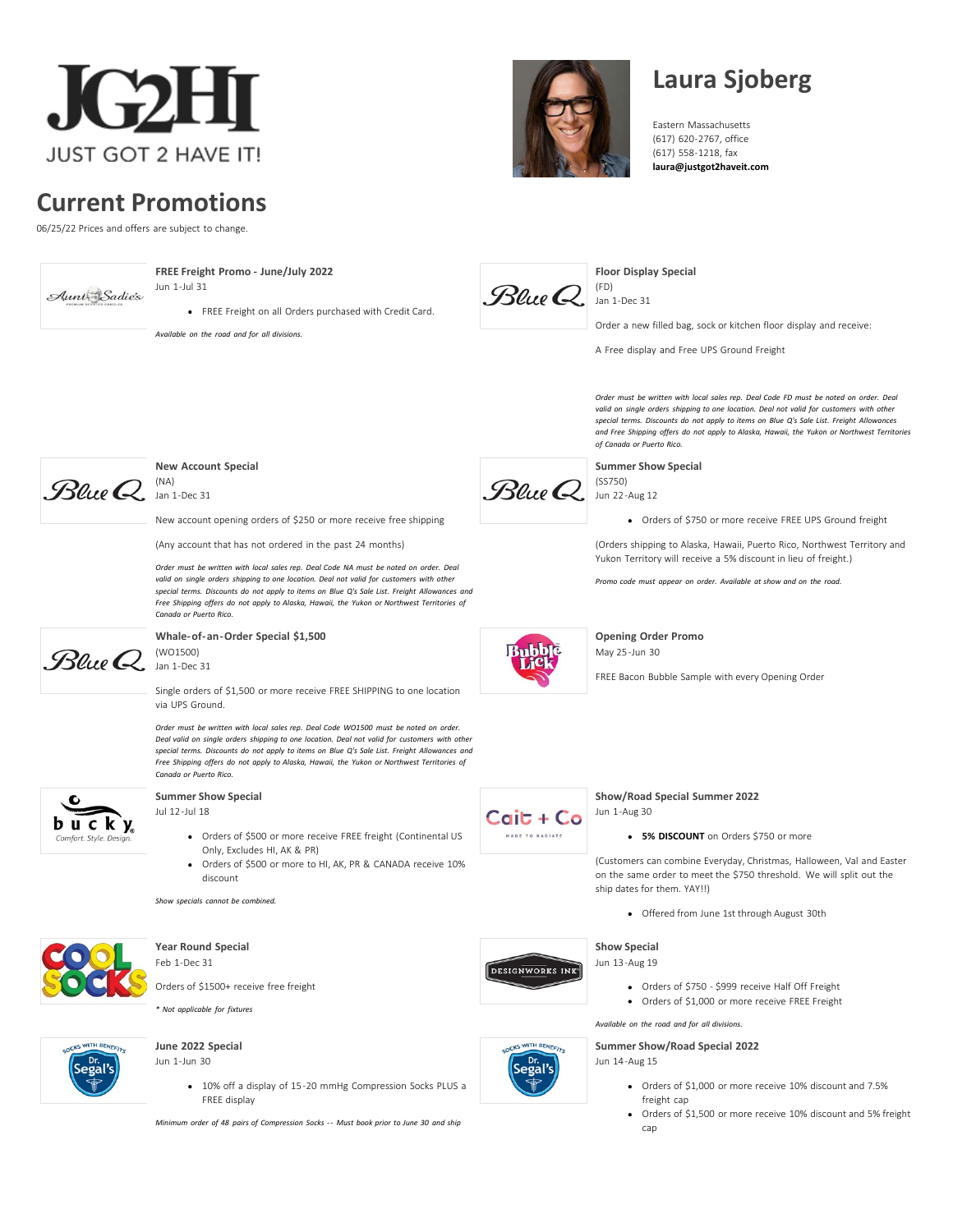JG2HI

JUST GOT 2 HAVE IT!

# Laura Sjoberg

Eastern Massachusetts
(617) 620-2767, office
(617) 558-1218, fax
**laura@justgot2haveit.com**

# Current Promotions

06/25/22 Prices and offers are subject to change.

**Aunt Sadie's**

### FREE Freight Promo - June/July 2022

Jun 1-Jul 31

- FREE Freight on all Orders purchased with Credit Card.

*Available on the road and for all divisions.*

**Blue Q**

### Floor Display Special

(FD)
Jan 1-Dec 31

Order a new filled bag, sock or kitchen floor display and receive:

A Free display and Free UPS Ground Freight

*Order must be written with local sales rep. Deal Code FD must be noted on order. Deal valid on single orders shipping to one location. Deal not valid for customers with other special terms. Discounts do not apply to items on Blue Q's Sale List. Freight Allowances and Free Shipping offers do not apply to Alaska, Hawaii, the Yukon or Northwest Territories of Canada or Puerto Rico.*

**Blue Q**

### New Account Special

(NA)
Jan 1-Dec 31

New account opening orders of $250 or more receive free shipping

(Any account that has not ordered in the past 24 months)

*Order must be written with local sales rep. Deal Code NA must be noted on order. Deal valid on single orders shipping to one location. Deal not valid for customers with other special terms. Discounts do not apply to items on Blue Q's Sale List. Freight Allowances and Free Shipping offers do not apply to Alaska, Hawaii, the Yukon or Northwest Territories of Canada or Puerto Rico.*

**Blue Q**

### Summer Show Special

(SS750)
Jun 22-Aug 12

- Orders of $750 or more receive FREE UPS Ground freight

(Orders shipping to Alaska, Hawaii, Puerto Rico, Northwest Territory and Yukon Territory will receive a 5% discount in lieu of freight.)

*Promo code must appear on order. Available at show and on the road.*

**Blue Q**

### Whale-of-an-Order Special $1,500

(WO1500)
Jan 1-Dec 31

Single orders of $1,500 or more receive FREE SHIPPING to one location via UPS Ground.

*Order must be written with local sales rep. Deal Code WO1500 must be noted on order. Deal valid on single orders shipping to one location. Deal not valid for customers with other special terms. Discounts do not apply to items on Blue Q's Sale List. Freight Allowances and Free Shipping offers do not apply to Alaska, Hawaii, the Yukon or Northwest Territories of Canada or Puerto Rico.*

**Bubble Lick**

### Opening Order Promo

May 25-Jun 30

FREE Bacon Bubble Sample with every Opening Order

**bucky** – Comfort. Style. Design.

### Summer Show Special

Jul 12-Jul 18

- Orders of $500 or more receive FREE freight (Continental US Only, Excludes HI, AK & PR)
- Orders of $500 or more to HI, AK, PR & CANADA receive 10% discount

*Show specials cannot be combined.*

**Cait + Co** – MADE TO RADIATE

### Show/Road Special Summer 2022

Jun 1-Aug 30

- **5% DISCOUNT** on Orders $750 or more

(Customers can combine Everyday, Christmas, Halloween, Val and Easter on the same order to meet the $750 threshold. We will split out the ship dates for them. YAY!!)

- Offered from June 1st through August 30th

**COOL SOCKS**

### Year Round Special

Feb 1-Dec 31

Orders of $1500+ receive free freight

*\* Not applicable for fixtures*

**DESIGNWORKS INK**

### Show Special

Jun 13-Aug 19

- Orders of $750 - $999 receive Half Off Freight
- Orders of $1,000 or more receive FREE Freight

*Available on the road and for all divisions.*

**Dr. Segal's** – Socks with Benefits

### June 2022 Special

Jun 1-Jun 30

- 10% off a display of 15-20 mmHg Compression Socks PLUS a FREE display

*Minimum order of 48 pairs of Compression Socks -- Must book prior to June 30 and ship*

**Dr. Segal's** – Socks with Benefits

### Summer Show/Road Special 2022

Jun 14-Aug 15

- Orders of $1,000 or more receive 10% discount and 7.5% freight cap
- Orders of $1,500 or more receive 10% discount and 5% freight cap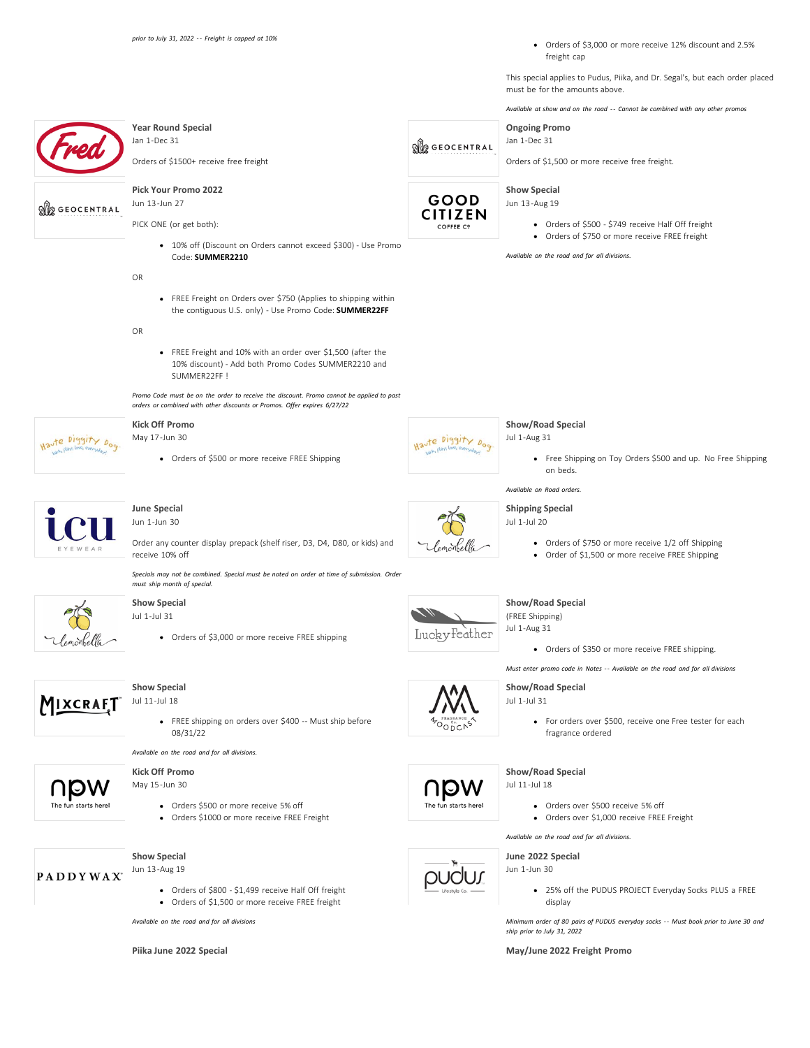*prior to July 31, 2022 -- Freight is capped at 10%*

- Orders of $3,000 or more receive 12% discount and 2.5% freight cap

This special applies to Pudus, Piika, and Dr. Segal's, but each order placed must be for the amounts above.

*Available at show and on the road -- Cannot be combined with any other promos*

**Fred**

**Year Round Special**
Jan 1-Dec 31

Orders of $1500+ receive free freight

**GEOCENTRAL**

**Pick Your Promo 2022**
Jun 13-Jun 27

PICK ONE (or get both):

- 10% off (Discount on Orders cannot exceed $300) - Use Promo Code: **SUMMER2210**

OR

- FREE Freight on Orders over $750 (Applies to shipping within the contiguous U.S. only) - Use Promo Code: **SUMMER22FF**

OR

- FREE Freight and 10% with an order over $1,500 (after the 10% discount) - Add both Promo Codes SUMMER2210 and SUMMER22FF !

*Promo Code must be on the order to receive the discount. Promo cannot be applied to past orders or combined with other discounts or Promos. Offer expires 6/27/22*

**GEOCENTRAL**

**Ongoing Promo**
Jan 1-Dec 31

Orders of $1,500 or more receive free freight.

**GOOD CITIZEN COFFEE CO**

**Show Special**
Jun 13-Aug 19

- Orders of $500 - $749 receive Half Off freight
- Orders of $750 or more receive FREE freight

*Available on the road and for all divisions.*

**Haute Diggity Dog**

**Kick Off Promo**
May 17-Jun 30

- Orders of $500 or more receive FREE Shipping

**Haute Diggity Dog**

**Show/Road Special**
Jul 1-Aug 31

- Free Shipping on Toy Orders $500 and up. No Free Shipping on beds.

*Available on Road orders.*

**icu EYEWEAR**

**June Special**
Jun 1-Jun 30

Order any counter display prepack (shelf riser, D3, D4, D80, or kids) and receive 10% off

*Specials may not be combined. Special must be noted on order at time of submission. Order must ship month of special.*

**Lemonbella**

**Shipping Special**
Jul 1-Jul 20

- Orders of $750 or more receive 1/2 off Shipping
- Order of $1,500 or more receive FREE Shipping

**Lemonbella**

**Show Special**
Jul 1-Jul 31

- Orders of $3,000 or more receive FREE shipping

**LuckyFeather**

**Show/Road Special**
(FREE Shipping)
Jul 1-Aug 31

- Orders of $350 or more receive FREE shipping.

*Must enter promo code in Notes -- Available on the road and for all divisions*

**MIXCRAFT**

**Show Special**
Jul 11-Jul 18

- FREE shipping on orders over $400 -- Must ship before 08/31/22

*Available on the road and for all divisions.*

**Moodcast Fragrance Co.**

**Show/Road Special**
Jul 1-Jul 31

- For orders over $500, receive one Free tester for each fragrance ordered

**npw The fun starts here!**

**Kick Off Promo**
May 15-Jun 30

- Orders $500 or more receive 5% off
- Orders $1000 or more receive FREE Freight

**npw The fun starts here!**

**Show/Road Special**
Jul 11-Jul 18

- Orders over $500 receive 5% off
- Orders over $1,000 receive FREE Freight

*Available on the road and for all divisions.*

**PADDYWAX**

**Show Special**
Jun 13-Aug 19

- Orders of $800 - $1,499 receive Half Off freight
- Orders of $1,500 or more receive FREE freight

*Available on the road and for all divisions*

**pudus Lifestyle Co.**

**June 2022 Special**
Jun 1-Jun 30

- 25% off the PUDUS PROJECT Everyday Socks PLUS a FREE display

*Minimum order of 80 pairs of PUDUS everyday socks -- Must book prior to June 30 and ship prior to July 31, 2022*

**Piika June 2022 Special**

**May/June 2022 Freight Promo**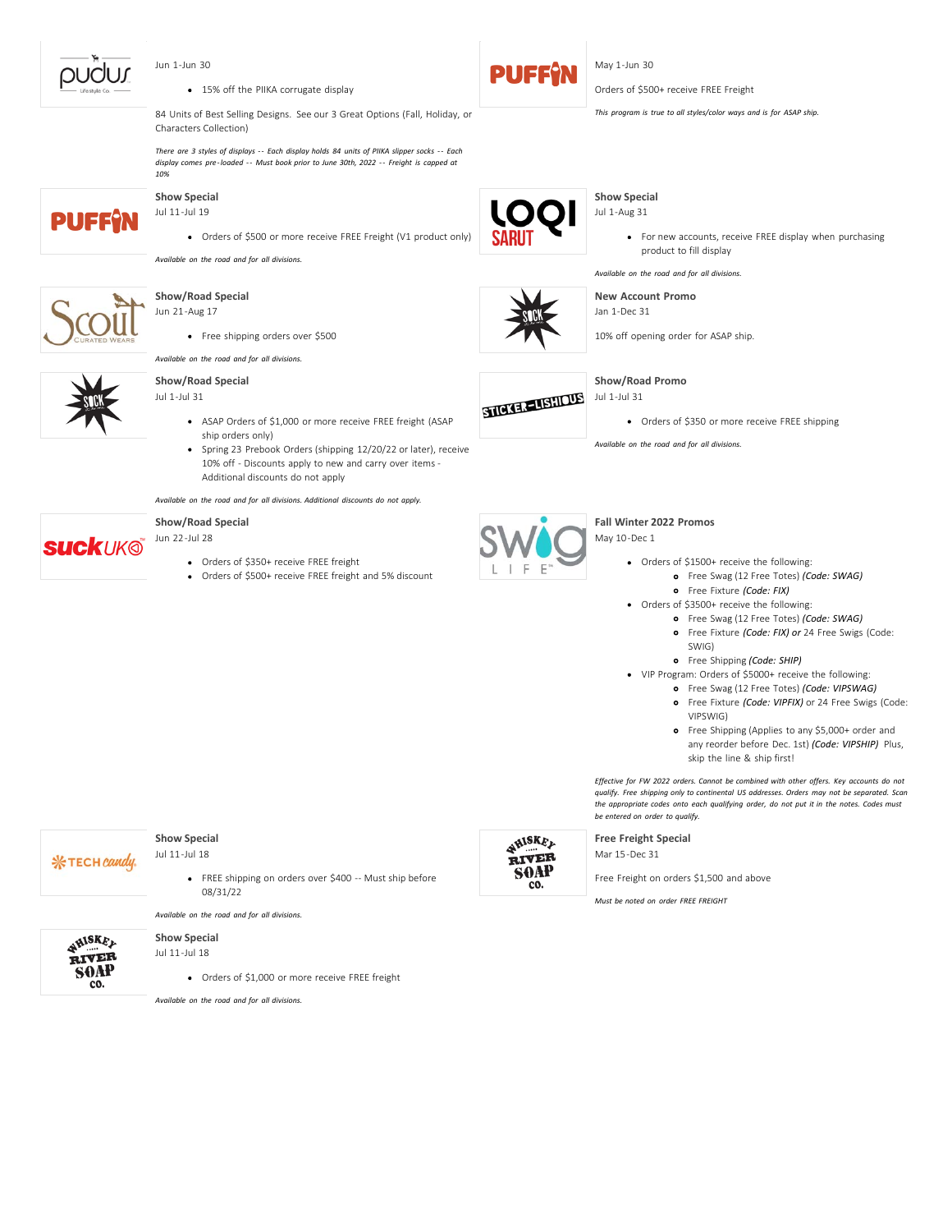### pudus

Jun 1-Jun 30

- 15% off the PIIKA corrugate display

84 Units of Best Selling Designs. See our 3 Great Options (Fall, Holiday, or Characters Collection)

*There are 3 styles of displays -- Each display holds 84 units of PIIKA slipper socks -- Each display comes pre-loaded -- Must book prior to June 30th, 2022 -- Freight is capped at 10%*

### PUFFIN

May 1-Jun 30

Orders of $500+ receive FREE Freight

*This program is true to all styles/color ways and is for ASAP ship.*

### PUFFIN

**Show Special**

Jul 11-Jul 19

- Orders of $500 or more receive FREE Freight (V1 product only)

*Available on the road and for all divisions.*

### LOQI SARUT

**Show Special**

Jul 1-Aug 31

- For new accounts, receive FREE display when purchasing product to fill display

*Available on the road and for all divisions.*

### Scout Curated Wears

**Show/Road Special**

Jun 21-Aug 17

- Free shipping orders over $500

*Available on the road and for all divisions.*

### SOCK

**New Account Promo**

Jan 1-Dec 31

10% off opening order for ASAP ship.

### SOCK

**Show/Road Special**

Jul 1-Jul 31

- ASAP Orders of $1,000 or more receive FREE freight (ASAP ship orders only)
- Spring 23 Prebook Orders (shipping 12/20/22 or later), receive 10% off - Discounts apply to new and carry over items - Additional discounts do not apply

*Available on the road and for all divisions. Additional discounts do not apply.*

### STICKER-LISHIOUS

**Show/Road Promo**

Jul 1-Jul 31

- Orders of $350 or more receive FREE shipping

*Available on the road and for all divisions.*

### suckUK

**Show/Road Special**

Jun 22-Jul 28

- Orders of $350+ receive FREE freight
- Orders of $500+ receive FREE freight and 5% discount

### SWIG LIFE

**Fall Winter 2022 Promos**

May 10-Dec 1

- Orders of $1500+ receive the following:
  - Free Swag (12 Free Totes) ***(Code: SWAG)***
  - Free Fixture *(Code: FIX)*
- Orders of $3500+ receive the following:
  - Free Swag (12 Free Totes) ***(Code: SWAG)***
  - Free Fixture *(Code: FIX) or* 24 Free Swigs (Code: SWIG)
  - Free Shipping ***(Code: SHIP)***
- VIP Program: Orders of $5000+ receive the following:
  - Free Swag (12 Free Totes) ***(Code: VIPSWAG)***
  - Free Fixture ***(Code: VIPFIX)*** or 24 Free Swigs (Code: VIPSWIG)
  - Free Shipping (Applies to any $5,000+ order and any reorder before Dec. 1st) ***(Code: VIPSHIP)*** Plus, skip the line & ship first!

*Effective for FW 2022 orders. Cannot be combined with other offers. Key accounts do not qualify. Free shipping only to continental US addresses. Orders may not be separated. Scan the appropriate codes onto each qualifying order, do not put it in the notes. Codes must be entered on order to qualify.*

### TECH candy

**Show Special**

Jul 11-Jul 18

- FREE shipping on orders over $400 -- Must ship before 08/31/22

*Available on the road and for all divisions.*

### Whiskey River Soap Co.

**Free Freight Special**

Mar 15-Dec 31

Free Freight on orders $1,500 and above

*Must be noted on order FREE FREIGHT*

### Whiskey River Soap Co.

**Show Special**

Jul 11-Jul 18

- Orders of $1,000 or more receive FREE freight

*Available on the road and for all divisions.*